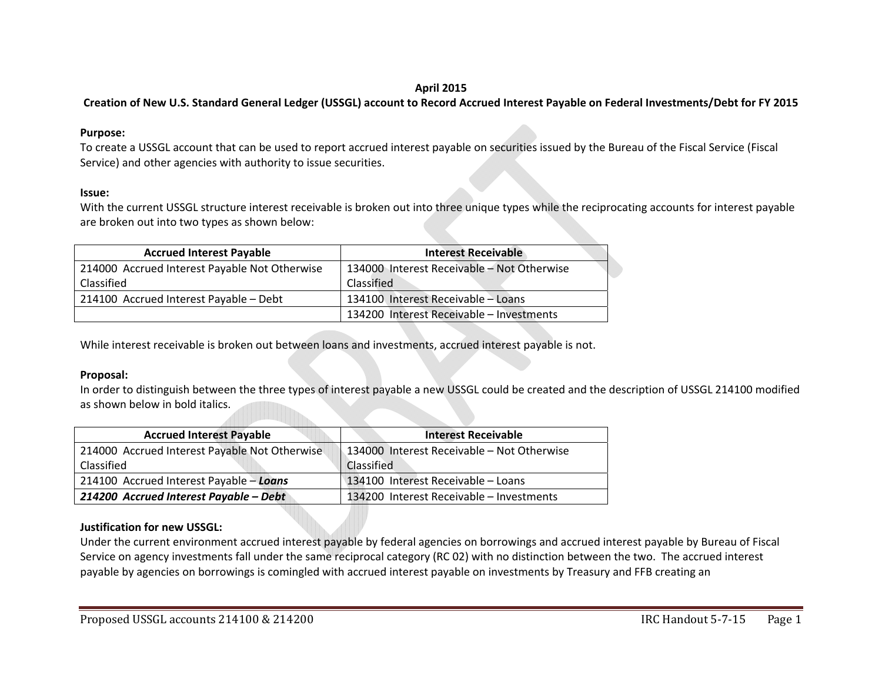**April 2015**

**Creation of New U.S. Standard General Ledger (USSGL) account to Record Accrued Interest Payable on Federal Investments/Debt for FY 2015**

**Purpose:**
To create a USSGL account that can be used to report accrued interest payable on securities issued by the Bureau of the Fiscal Service (Fiscal Service) and other agencies with authority to issue securities.

**Issue:**
With the current USSGL structure interest receivable is broken out into three unique types while the reciprocating accounts for interest payable are broken out into two types as shown below:

| Accrued Interest Payable | Interest Receivable |
|---|---|
| 214000 Accrued Interest Payable Not Otherwise Classified | 134000 Interest Receivable – Not Otherwise Classified |
| 214100 Accrued Interest Payable – Debt | 134100 Interest Receivable – Loans |
| | 134200 Interest Receivable – Investments |

While interest receivable is broken out between loans and investments, accrued interest payable is not.

**Proposal:**
In order to distinguish between the three types of interest payable a new USSGL could be created and the description of USSGL 214100 modified as shown below in bold italics.

| Accrued Interest Payable | Interest Receivable |
|---|---|
| 214000 Accrued Interest Payable Not Otherwise Classified | 134000 Interest Receivable – Not Otherwise Classified |
| 214100 Accrued Interest Payable – ***Loans*** | 134100 Interest Receivable – Loans |
| ***214200 Accrued Interest Payable – Debt*** | 134200 Interest Receivable – Investments |

**Justification for new USSGL:**
Under the current environment accrued interest payable by federal agencies on borrowings and accrued interest payable by Bureau of Fiscal Service on agency investments fall under the same reciprocal category (RC 02) with no distinction between the two. The accrued interest payable by agencies on borrowings is comingled with accrued interest payable on investments by Treasury and FFB creating an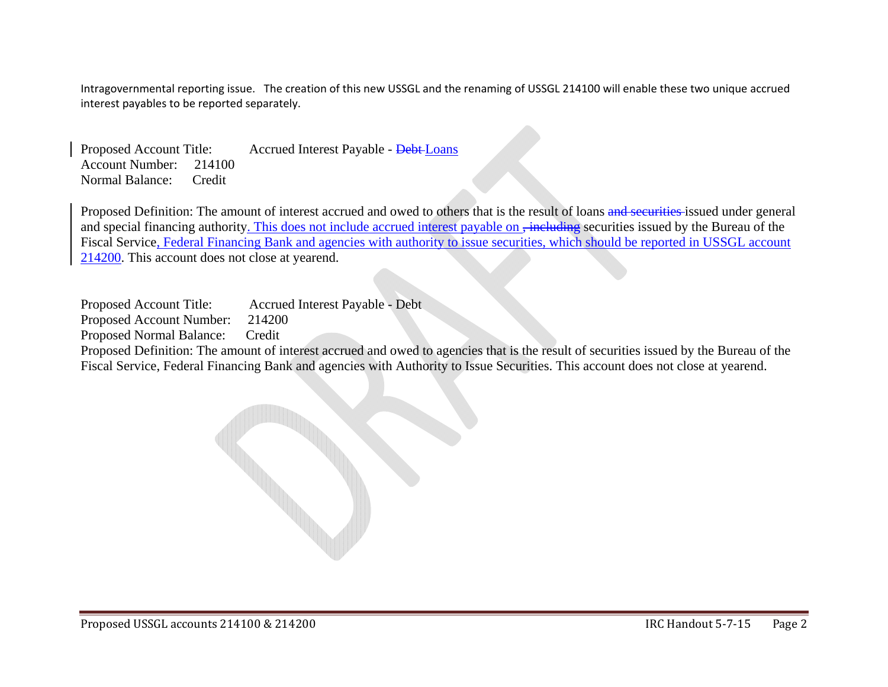Intragovernmental reporting issue. The creation of this new USSGL and the renaming of USSGL 214100 will enable these two unique accrued interest payables to be reported separately.

Proposed Account Title: Accrued Interest Payable - ~~Debt~~ Loans
Account Number: 214100
Normal Balance: Credit

Proposed Definition: The amount of interest accrued and owed to others that is the result of loans ~~and securities~~ issued under general and special financing authority. This does not include accrued interest payable on ~~, including~~ securities issued by the Bureau of the Fiscal Service, Federal Financing Bank and agencies with authority to issue securities, which should be reported in USSGL account 214200. This account does not close at yearend.

Proposed Account Title: Accrued Interest Payable - Debt
Proposed Account Number: 214200
Proposed Normal Balance: Credit
Proposed Definition: The amount of interest accrued and owed to agencies that is the result of securities issued by the Bureau of the Fiscal Service, Federal Financing Bank and agencies with Authority to Issue Securities. This account does not close at yearend.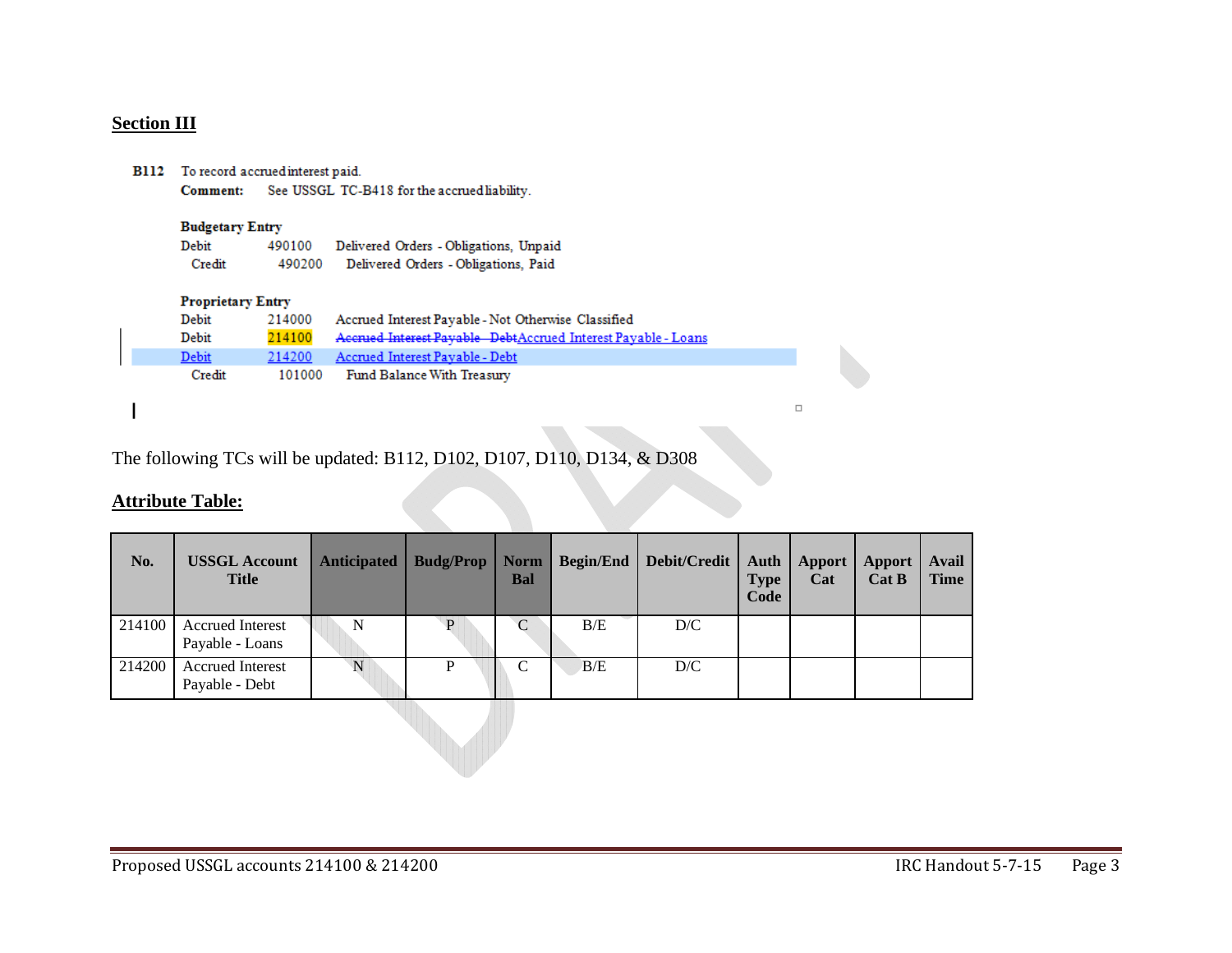## Section III

**B112** To record accrued interest paid.

**Comment:** See USSGL TC-B418 for the accrued liability.

**Budgetary Entry**

| | | |
|---|---|---|
| Debit | 490100 | Delivered Orders - Obligations, Unpaid |
| Credit | 490200 | Delivered Orders - Obligations, Paid |

**Proprietary Entry**

| | | |
|---|---|---|
| Debit | 214000 | Accrued Interest Payable - Not Otherwise Classified |
| Debit | 214100 | ~~Accrued Interest Payable - Debt~~Accrued Interest Payable - Loans |
| Debit | 214200 | Accrued Interest Payable - Debt |
| Credit | 101000 | Fund Balance With Treasury |

The following TCs will be updated: B112, D102, D107, D110, D134, & D308

## Attribute Table:

| No. | USSGL Account Title | Anticipated | Budg/Prop | Norm Bal | Begin/End | Debit/Credit | Auth Type Code | Apport Cat | Apport Cat B | Avail Time |
|---|---|---|---|---|---|---|---|---|---|---|
| 214100 | Accrued Interest Payable - Loans | N | P | C | B/E | D/C | | | | |
| 214200 | Accrued Interest Payable - Debt | N | P | C | B/E | D/C | | | | |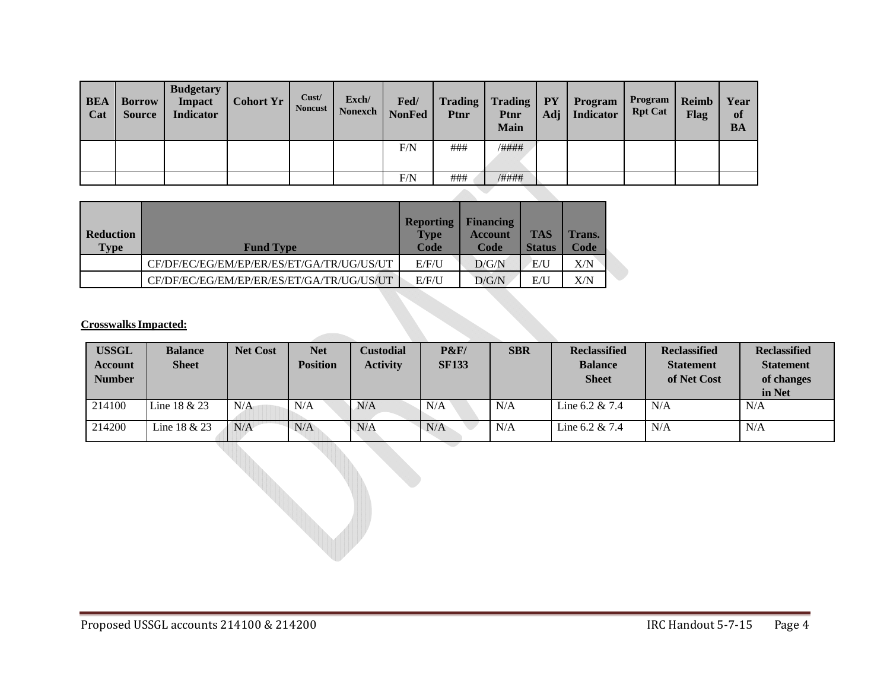| BEA Cat | Borrow Source | Budgetary Impact Indicator | Cohort Yr | Cust/ Noncust | Exch/ Nonexch | Fed/ NonFed | Trading Ptnr | Trading Ptnr Main | PY Adj | Program Indicator | Program Rpt Cat | Reimb Flag | Year of BA |
|---|---|---|---|---|---|---|---|---|---|---|---|---|---|
| | | | | | | F/N | ### | /#### | | | | | |
| | | | | | | F/N | ### | /#### | | | | | |

| Reduction Type | Fund Type | Reporting Type Code | Financing Account Code | TAS Status | Trans. Code |
|---|---|---|---|---|---|
| | CF/DF/EC/EG/EM/EP/ER/ES/ET/GA/TR/UG/US/UT | E/F/U | D/G/N | E/U | X/N |
| | CF/DF/EC/EG/EM/EP/ER/ES/ET/GA/TR/UG/US/UT | E/F/U | D/G/N | E/U | X/N |

**Crosswalks Impacted:**

| USSGL Account Number | Balance Sheet | Net Cost | Net Position | Custodial Activity | P&F/ SF133 | SBR | Reclassified Balance Sheet | Reclassified Statement of Net Cost | Reclassified Statement of changes in Net |
|---|---|---|---|---|---|---|---|---|---|
| 214100 | Line 18 & 23 | N/A | N/A | N/A | N/A | N/A | Line 6.2 & 7.4 | N/A | N/A |
| 214200 | Line 18 & 23 | N/A | N/A | N/A | N/A | N/A | Line 6.2 & 7.4 | N/A | N/A |